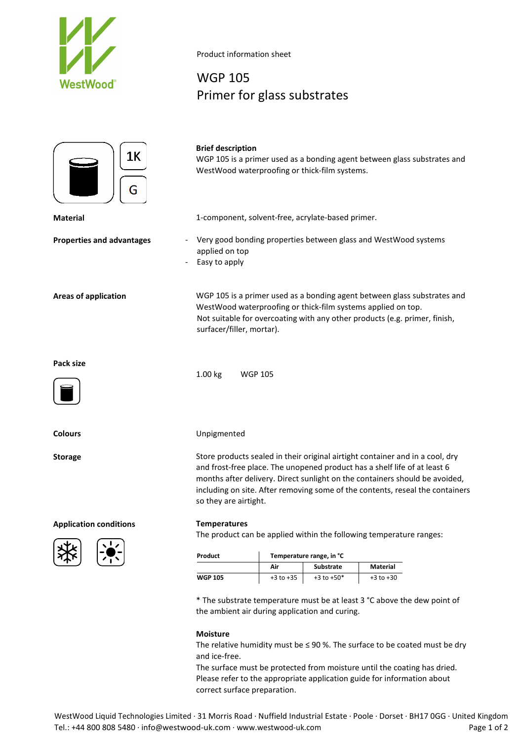Product information sheet

# WGP 105
# Primer for glass substrates

1K

G

**Brief description**
WGP 105 is a primer used as a bonding agent between glass substrates and WestWood waterproofing or thick-film systems.

**Material**

1-component, solvent-free, acrylate-based primer.

**Properties and advantages**

- Very good bonding properties between glass and WestWood systems applied on top
- Easy to apply

**Areas of application**

WGP 105 is a primer used as a bonding agent between glass substrates and WestWood waterproofing or thick-film systems applied on top.
Not suitable for overcoating with any other products (e.g. primer, finish, surfacer/filler, mortar).

**Pack size**

1.00 kg WGP 105

**Colours**

Unpigmented

**Storage**

Store products sealed in their original airtight container and in a cool, dry and frost-free place. The unopened product has a shelf life of at least 6 months after delivery. Direct sunlight on the containers should be avoided, including on site. After removing some of the contents, reseal the containers so they are airtight.

**Application conditions**

**Temperatures**
The product can be applied within the following temperature ranges:

| Product | Temperature range, in °C | | |
|---|---|---|---|
| | Air | Substrate | Material |
| **WGP 105** | +3 to +35 | +3 to +50* | +3 to +30 |

* The substrate temperature must be at least 3 °C above the dew point of the ambient air during application and curing.

**Moisture**
The relative humidity must be ≤ 90 %. The surface to be coated must be dry and ice-free.
The surface must be protected from moisture until the coating has dried.
Please refer to the appropriate application guide for information about correct surface preparation.

WestWood Liquid Technologies Limited · 31 Morris Road · Nuffield Industrial Estate · Poole · Dorset · BH17 0GG · United Kingdom
Tel.: +44 800 808 5480 · info@westwood-uk.com · www.westwood-uk.com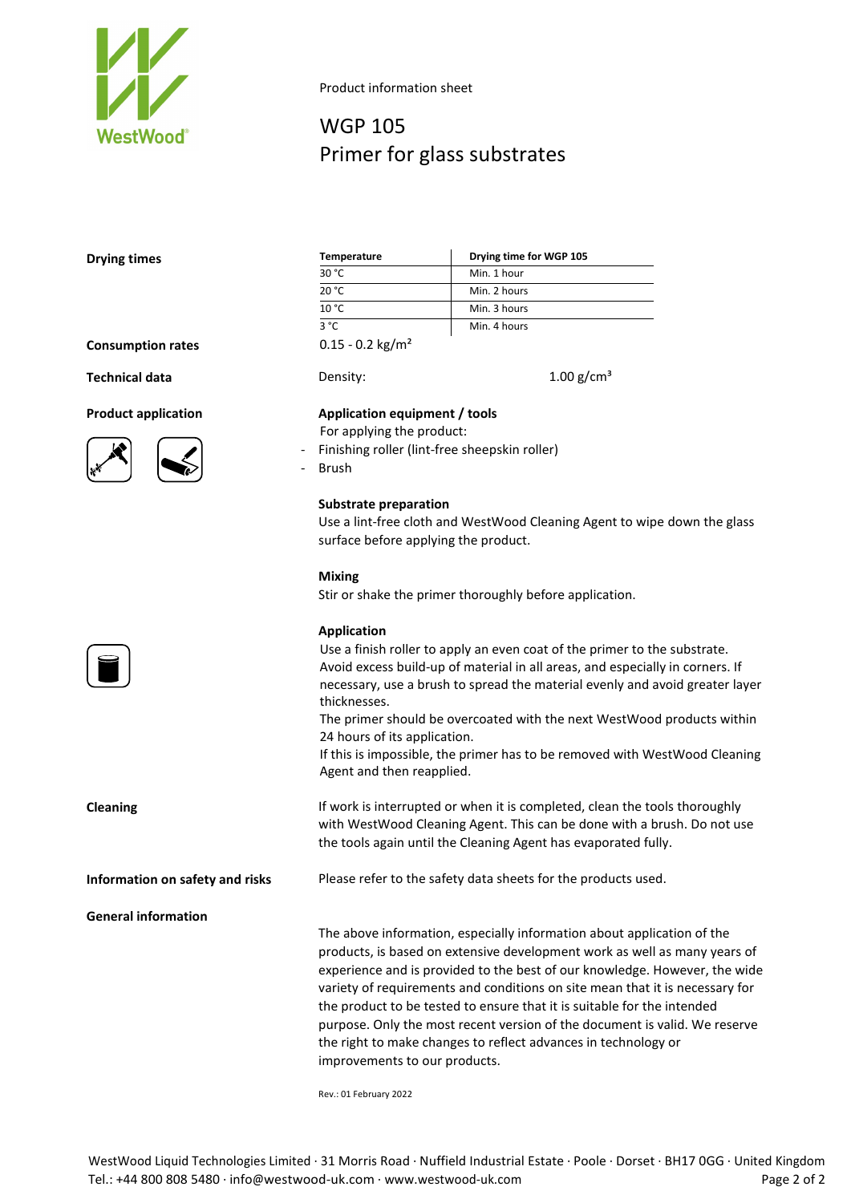Product information sheet

# WGP 105
## Primer for glass substrates

**Drying times**

| Temperature | Drying time for WGP 105 |
|---|---|
| 30 °C | Min. 1 hour |
| 20 °C | Min. 2 hours |
| 10 °C | Min. 3 hours |
| 3 °C | Min. 4 hours |

**Consumption rates**

0.15 - 0.2 kg/m²

**Technical data**

Density: 1.00 g/cm³

**Product application**

**Application equipment / tools**

For applying the product:

- Finishing roller (lint-free sheepskin roller)
- Brush

**Substrate preparation**

Use a lint-free cloth and WestWood Cleaning Agent to wipe down the glass surface before applying the product.

**Mixing**

Stir or shake the primer thoroughly before application.

**Application**

Use a finish roller to apply an even coat of the primer to the substrate. Avoid excess build-up of material in all areas, and especially in corners. If necessary, use a brush to spread the material evenly and avoid greater layer thicknesses.
The primer should be overcoated with the next WestWood products within 24 hours of its application.
If this is impossible, the primer has to be removed with WestWood Cleaning Agent and then reapplied.

**Cleaning**

If work is interrupted or when it is completed, clean the tools thoroughly with WestWood Cleaning Agent. This can be done with a brush. Do not use the tools again until the Cleaning Agent has evaporated fully.

**Information on safety and risks**

Please refer to the safety data sheets for the products used.

**General information**

The above information, especially information about application of the products, is based on extensive development work as well as many years of experience and is provided to the best of our knowledge. However, the wide variety of requirements and conditions on site mean that it is necessary for the product to be tested to ensure that it is suitable for the intended purpose. Only the most recent version of the document is valid. We reserve the right to make changes to reflect advances in technology or improvements to our products.

Rev.: 01 February 2022

WestWood Liquid Technologies Limited · 31 Morris Road · Nuffield Industrial Estate · Poole · Dorset · BH17 0GG · United Kingdom
Tel.: +44 800 808 5480 · info@westwood-uk.com · www.westwood-uk.com